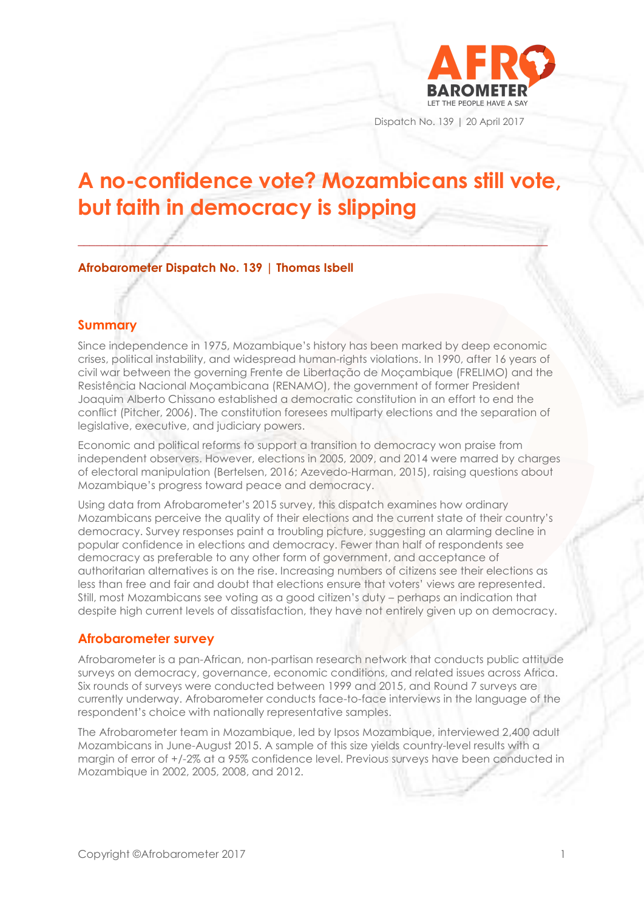Dispatch No. 139 | 20 April 2017

# A no-confidence vote? Mozambicans still vote, but faith in democracy is slipping

**Afrobarometer Dispatch No. 139 | Thomas Isbell**

## Summary

Since independence in 1975, Mozambique's history has been marked by deep economic crises, political instability, and widespread human-rights violations. In 1990, after 16 years of civil war between the governing Frente de Libertação de Moçambique (FRELIMO) and the Resistência Nacional Moçambicana (RENAMO), the government of former President Joaquim Alberto Chissano established a democratic constitution in an effort to end the conflict (Pitcher, 2006). The constitution foresees multiparty elections and the separation of legislative, executive, and judiciary powers.

Economic and political reforms to support a transition to democracy won praise from independent observers. However, elections in 2005, 2009, and 2014 were marred by charges of electoral manipulation (Bertelsen, 2016; Azevedo-Harman, 2015), raising questions about Mozambique's progress toward peace and democracy.

Using data from Afrobarometer's 2015 survey, this dispatch examines how ordinary Mozambicans perceive the quality of their elections and the current state of their country's democracy. Survey responses paint a troubling picture, suggesting an alarming decline in popular confidence in elections and democracy. Fewer than half of respondents see democracy as preferable to any other form of government, and acceptance of authoritarian alternatives is on the rise. Increasing numbers of citizens see their elections as less than free and fair and doubt that elections ensure that voters' views are represented. Still, most Mozambicans see voting as a good citizen's duty – perhaps an indication that despite high current levels of dissatisfaction, they have not entirely given up on democracy.

## Afrobarometer survey

Afrobarometer is a pan-African, non-partisan research network that conducts public attitude surveys on democracy, governance, economic conditions, and related issues across Africa. Six rounds of surveys were conducted between 1999 and 2015, and Round 7 surveys are currently underway. Afrobarometer conducts face-to-face interviews in the language of the respondent's choice with nationally representative samples.

The Afrobarometer team in Mozambique, led by Ipsos Mozambique, interviewed 2,400 adult Mozambicans in June-August 2015. A sample of this size yields country-level results with a margin of error of +/-2% at a 95% confidence level. Previous surveys have been conducted in Mozambique in 2002, 2005, 2008, and 2012.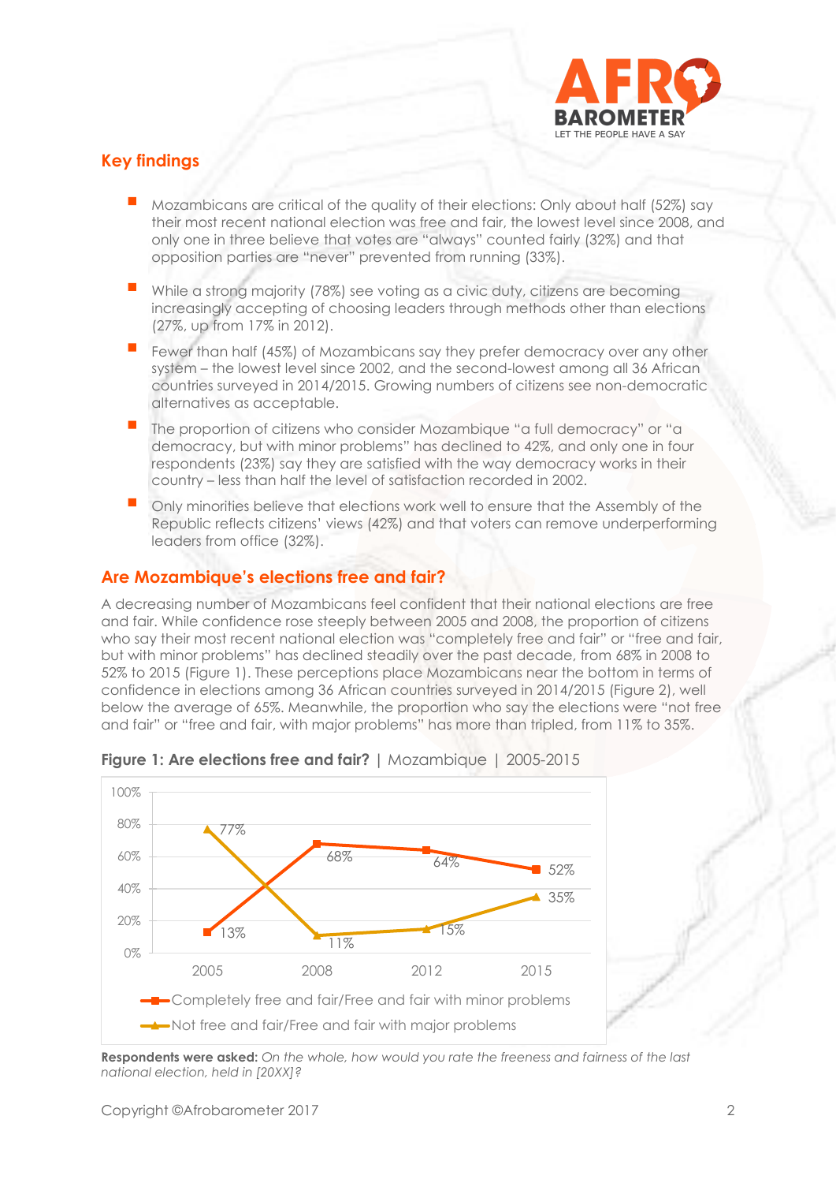## Key findings

- Mozambicans are critical of the quality of their elections: Only about half (52%) say their most recent national election was free and fair, the lowest level since 2008, and only one in three believe that votes are "always" counted fairly (32%) and that opposition parties are "never" prevented from running (33%).
- While a strong majority (78%) see voting as a civic duty, citizens are becoming increasingly accepting of choosing leaders through methods other than elections (27%, up from 17% in 2012).
- Fewer than half (45%) of Mozambicans say they prefer democracy over any other system – the lowest level since 2002, and the second-lowest among all 36 African countries surveyed in 2014/2015. Growing numbers of citizens see non-democratic alternatives as acceptable.
- The proportion of citizens who consider Mozambique "a full democracy" or "a democracy, but with minor problems" has declined to 42%, and only one in four respondents (23%) say they are satisfied with the way democracy works in their country – less than half the level of satisfaction recorded in 2002.
- Only minorities believe that elections work well to ensure that the Assembly of the Republic reflects citizens' views (42%) and that voters can remove underperforming leaders from office (32%).

## Are Mozambique's elections free and fair?

A decreasing number of Mozambicans feel confident that their national elections are free and fair. While confidence rose steeply between 2005 and 2008, the proportion of citizens who say their most recent national election was "completely free and fair" or "free and fair, but with minor problems" has declined steadily over the past decade, from 68% in 2008 to 52% to 2015 (Figure 1). These perceptions place Mozambicans near the bottom in terms of confidence in elections among 36 African countries surveyed in 2014/2015 (Figure 2), well below the average of 65%. Meanwhile, the proportion who say the elections were "not free and fair" or "free and fair, with major problems" has more than tripled, from 11% to 35%.

**Figure 1: Are elections free and fair?** | Mozambique | 2005-2015

| | 2005 | 2008 | 2012 | 2015 |
|---|---|---|---|---|
| Completely free and fair/Free and fair with minor problems | 13% | 68% | 64% | 52% |
| Not free and fair/Free and fair with major problems | 77% | 11% | 15% | 35% |

**Respondents were asked:** *On the whole, how would you rate the freeness and fairness of the last national election, held in [20XX]?*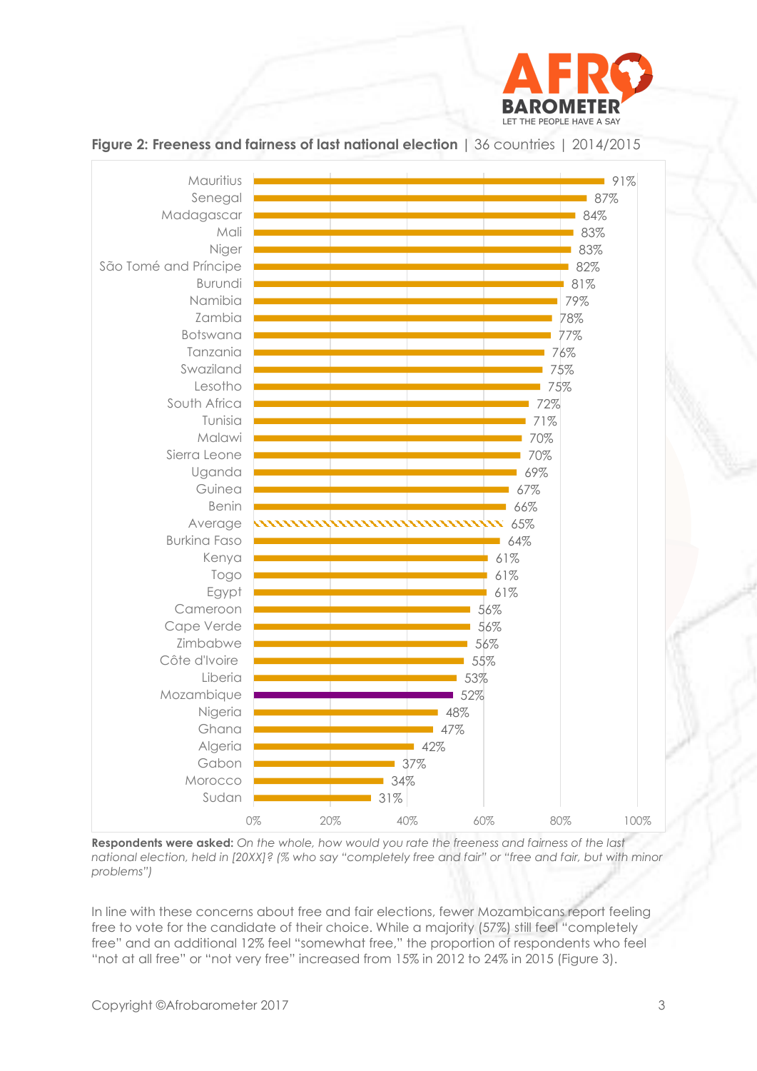**Figure 2: Freeness and fairness of last national election** | 36 countries | 2014/2015

| Country | % |
|---|---|
| Mauritius | 91% |
| Senegal | 87% |
| Madagascar | 84% |
| Mali | 83% |
| Niger | 83% |
| São Tomé and Príncipe | 82% |
| Burundi | 81% |
| Namibia | 79% |
| Zambia | 78% |
| Botswana | 77% |
| Tanzania | 76% |
| Swaziland | 75% |
| Lesotho | 75% |
| South Africa | 72% |
| Tunisia | 71% |
| Malawi | 70% |
| Sierra Leone | 70% |
| Uganda | 69% |
| Guinea | 67% |
| Benin | 66% |
| Average | 65% |
| Burkina Faso | 64% |
| Kenya | 61% |
| Togo | 61% |
| Egypt | 61% |
| Cameroon | 56% |
| Cape Verde | 56% |
| Zimbabwe | 56% |
| Côte d'Ivoire | 55% |
| Liberia | 53% |
| Mozambique | 52% |
| Nigeria | 48% |
| Ghana | 47% |
| Algeria | 42% |
| Gabon | 37% |
| Morocco | 34% |
| Sudan | 31% |

**Respondents were asked:** *On the whole, how would you rate the freeness and fairness of the last national election, held in [20XX]? (% who say "completely free and fair" or "free and fair, but with minor problems")*

In line with these concerns about free and fair elections, fewer Mozambicans report feeling free to vote for the candidate of their choice. While a majority (57%) still feel "completely free" and an additional 12% feel "somewhat free," the proportion of respondents who feel "not at all free" or "not very free" increased from 15% in 2012 to 24% in 2015 (Figure 3).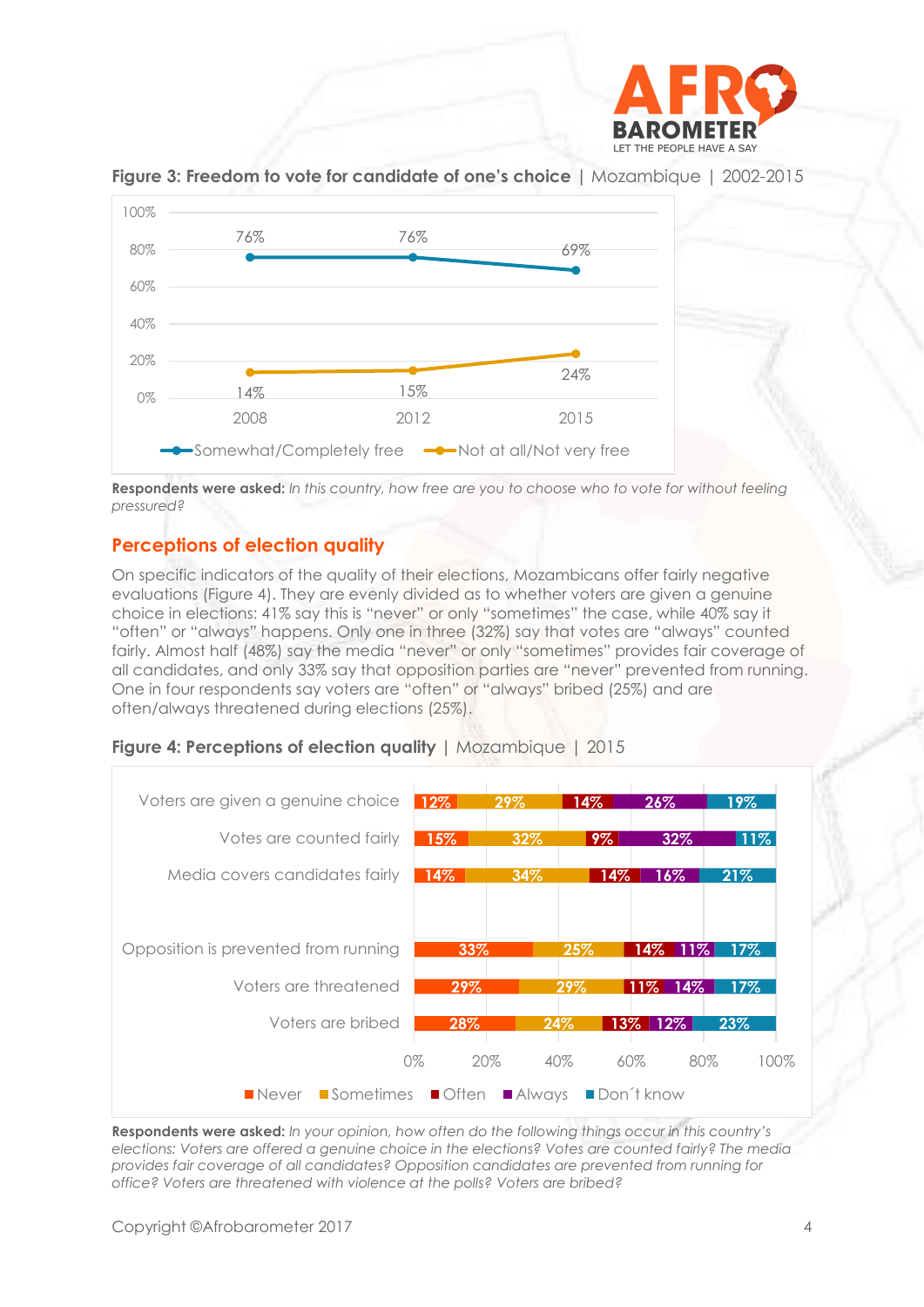**Figure 3: Freedom to vote for candidate of one's choice** | Mozambique | 2002-2015

| | 2008 | 2012 | 2015 |
|---|---|---|---|
| Somewhat/Completely free | 76% | 76% | 69% |
| Not at all/Not very free | 14% | 15% | 24% |

**Respondents were asked:** *In this country, how free are you to choose who to vote for without feeling pressured?*

## Perceptions of election quality

On specific indicators of the quality of their elections, Mozambicans offer fairly negative evaluations (Figure 4). They are evenly divided as to whether voters are given a genuine choice in elections: 41% say this is "never" or only "sometimes" the case, while 40% say it "often" or "always" happens. Only one in three (32%) say that votes are "always" counted fairly. Almost half (48%) say the media "never" or only "sometimes" provides fair coverage of all candidates, and only 33% say that opposition parties are "never" prevented from running. One in four respondents say voters are "often" or "always" bribed (25%) and are often/always threatened during elections (25%).

**Figure 4: Perceptions of election quality** | Mozambique | 2015

| | Never | Sometimes | Often | Always | Don't know |
|---|---|---|---|---|---|
| Voters are given a genuine choice | 12% | 29% | 14% | 26% | 19% |
| Votes are counted fairly | 15% | 32% | 9% | 32% | 11% |
| Media covers candidates fairly | 14% | 34% | 14% | 16% | 21% |
| Opposition is prevented from running | 33% | 25% | 14% | 11% | 17% |
| Voters are threatened | 29% | 29% | 11% | 14% | 17% |
| Voters are bribed | 28% | 24% | 13% | 12% | 23% |

**Respondents were asked:** *In your opinion, how often do the following things occur in this country's elections: Voters are offered a genuine choice in the elections? Votes are counted fairly? The media provides fair coverage of all candidates? Opposition candidates are prevented from running for office? Voters are threatened with violence at the polls? Voters are bribed?*

Copyright ©Afrobarometer 2017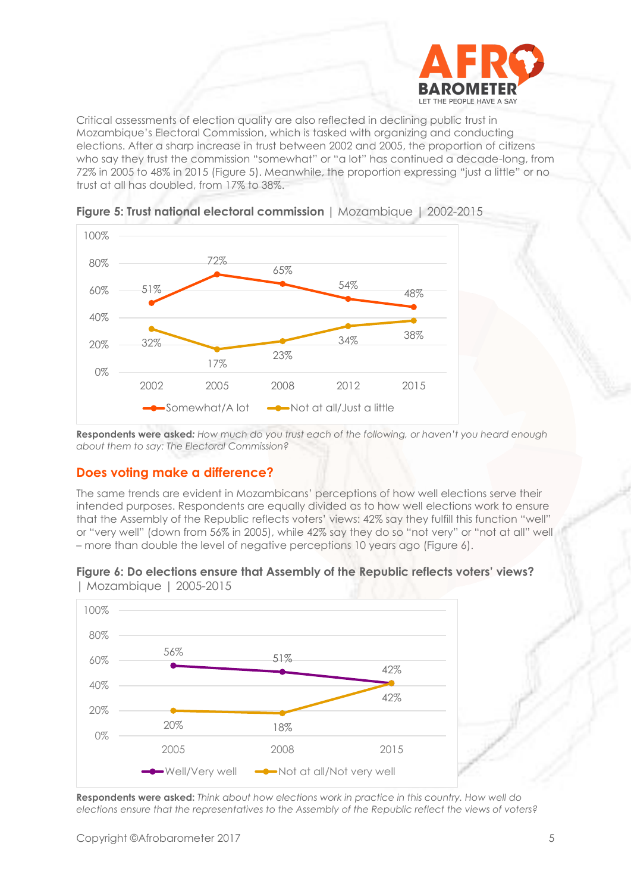Critical assessments of election quality are also reflected in declining public trust in Mozambique's Electoral Commission, which is tasked with organizing and conducting elections. After a sharp increase in trust between 2002 and 2005, the proportion of citizens who say they trust the commission "somewhat" or "a lot" has continued a decade-long, from 72% in 2005 to 48% in 2015 (Figure 5). Meanwhile, the proportion expressing "just a little" or no trust at all has doubled, from 17% to 38%.

**Figure 5: Trust national electoral commission** | Mozambique | 2002-2015

| | 2002 | 2005 | 2008 | 2012 | 2015 |
|---|---|---|---|---|---|
| Somewhat/A lot | 51% | 72% | 65% | 54% | 48% |
| Not at all/Just a little | 32% | 17% | 23% | 34% | 38% |

**Respondents were asked:** *How much do you trust each of the following, or haven't you heard enough about them to say: The Electoral Commission?*

## Does voting make a difference?

The same trends are evident in Mozambicans' perceptions of how well elections serve their intended purposes. Respondents are equally divided as to how well elections work to ensure that the Assembly of the Republic reflects voters' views: 42% say they fulfill this function "well" or "very well" (down from 56% in 2005), while 42% say they do so "not very" or "not at all" well – more than double the level of negative perceptions 10 years ago (Figure 6).

**Figure 6: Do elections ensure that Assembly of the Republic reflects voters' views?** | Mozambique | 2005-2015

| | 2005 | 2008 | 2015 |
|---|---|---|---|
| Well/Very well | 56% | 51% | 42% |
| Not at all/Not very well | 20% | 18% | 42% |

**Respondents were asked:** *Think about how elections work in practice in this country. How well do elections ensure that the representatives to the Assembly of the Republic reflect the views of voters?*

Copyright ©Afrobarometer 2017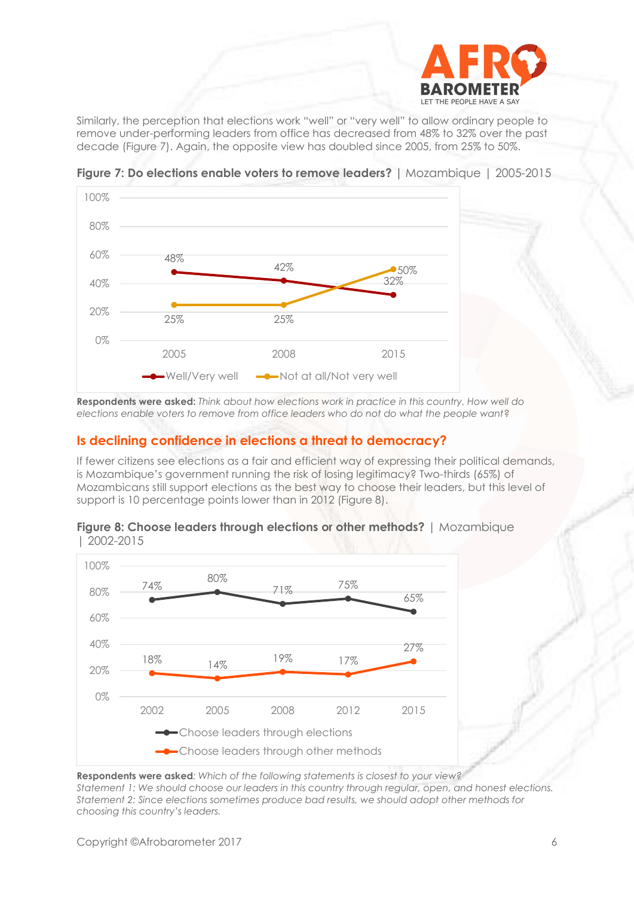Similarly, the perception that elections work "well" or "very well" to allow ordinary people to remove under-performing leaders from office has decreased from 48% to 32% over the past decade (Figure 7). Again, the opposite view has doubled since 2005, from 25% to 50%.

**Figure 7: Do elections enable voters to remove leaders?** | Mozambique | 2005-2015

| | 2005 | 2008 | 2015 |
|---|---|---|---|
| Well/Very well | 48% | 42% | 32% |
| Not at all/Not very well | 25% | 25% | 50% |

**Respondents were asked:** *Think about how elections work in practice in this country. How well do elections enable voters to remove from office leaders who do not do what the people want?*

## Is declining confidence in elections a threat to democracy?

If fewer citizens see elections as a fair and efficient way of expressing their political demands, is Mozambique's government running the risk of losing legitimacy? Two-thirds (65%) of Mozambicans still support elections as the best way to choose their leaders, but this level of support is 10 percentage points lower than in 2012 (Figure 8).

**Figure 8: Choose leaders through elections or other methods?** | Mozambique | 2002-2015

| | 2002 | 2005 | 2008 | 2012 | 2015 |
|---|---|---|---|---|---|
| Choose leaders through elections | 74% | 80% | 71% | 75% | 65% |
| Choose leaders through other methods | 18% | 14% | 19% | 17% | 27% |

**Respondents were asked**: *Which of the following statements is closest to your view?*
*Statement 1: We should choose our leaders in this country through regular, open, and honest elections.*
*Statement 2: Since elections sometimes produce bad results, we should adopt other methods for choosing this country's leaders.*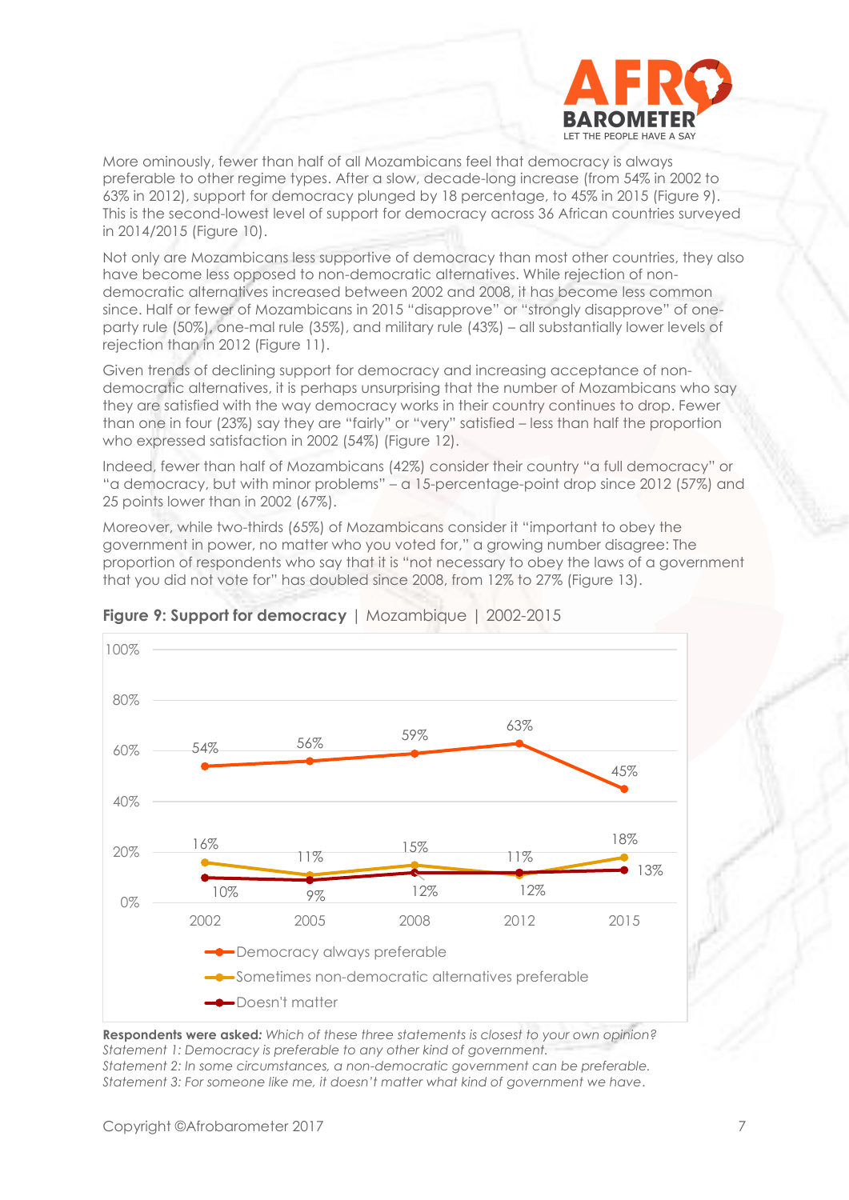More ominously, fewer than half of all Mozambicans feel that democracy is always preferable to other regime types. After a slow, decade-long increase (from 54% in 2002 to 63% in 2012), support for democracy plunged by 18 percentage, to 45% in 2015 (Figure 9). This is the second-lowest level of support for democracy across 36 African countries surveyed in 2014/2015 (Figure 10).

Not only are Mozambicans less supportive of democracy than most other countries, they also have become less opposed to non-democratic alternatives. While rejection of non-democratic alternatives increased between 2002 and 2008, it has become less common since. Half or fewer of Mozambicans in 2015 "disapprove" or "strongly disapprove" of one-party rule (50%), one-mal rule (35%), and military rule (43%) – all substantially lower levels of rejection than in 2012 (Figure 11).

Given trends of declining support for democracy and increasing acceptance of non-democratic alternatives, it is perhaps unsurprising that the number of Mozambicans who say they are satisfied with the way democracy works in their country continues to drop. Fewer than one in four (23%) say they are "fairly" or "very" satisfied – less than half the proportion who expressed satisfaction in 2002 (54%) (Figure 12).

Indeed, fewer than half of Mozambicans (42%) consider their country "a full democracy" or "a democracy, but with minor problems" – a 15-percentage-point drop since 2012 (57%) and 25 points lower than in 2002 (67%).

Moreover, while two-thirds (65%) of Mozambicans consider it "important to obey the government in power, no matter who you voted for," a growing number disagree: The proportion of respondents who say that it is "not necessary to obey the laws of a government that you did not vote for" has doubled since 2008, from 12% to 27% (Figure 13).

**Figure 9: Support for democracy** | Mozambique | 2002-2015

| | 2002 | 2005 | 2008 | 2012 | 2015 |
|---|---|---|---|---|---|
| Democracy always preferable | 54% | 56% | 59% | 63% | 45% |
| Sometimes non-democratic alternatives preferable | 16% | 11% | 15% | 11% | 18% |
| Doesn't matter | 10% | 9% | 12% | 12% | 13% |

**Respondents were asked:** *Which of these three statements is closest to your own opinion?*
*Statement 1: Democracy is preferable to any other kind of government.*
*Statement 2: In some circumstances, a non-democratic government can be preferable.*
*Statement 3: For someone like me, it doesn't matter what kind of government we have.*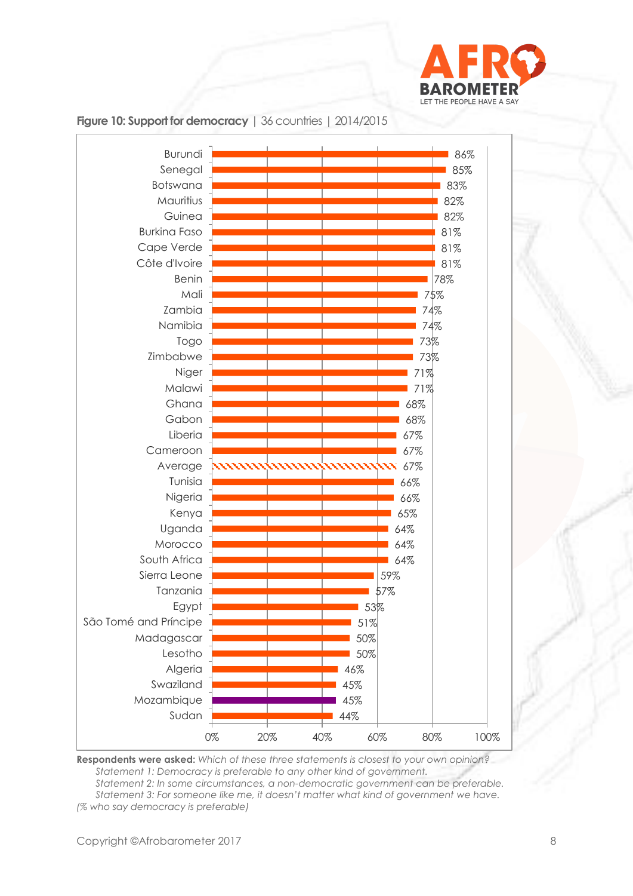**Figure 10: Support for democracy** | 36 countries | 2014/2015

| Country | % |
|---|---|
| Burundi | 86% |
| Senegal | 85% |
| Botswana | 83% |
| Mauritius | 82% |
| Guinea | 82% |
| Burkina Faso | 81% |
| Cape Verde | 81% |
| Côte d'Ivoire | 81% |
| Benin | 78% |
| Mali | 75% |
| Zambia | 74% |
| Namibia | 74% |
| Togo | 73% |
| Zimbabwe | 73% |
| Niger | 71% |
| Malawi | 71% |
| Ghana | 68% |
| Gabon | 68% |
| Liberia | 67% |
| Cameroon | 67% |
| Average | 67% |
| Tunisia | 66% |
| Nigeria | 66% |
| Kenya | 65% |
| Uganda | 64% |
| Morocco | 64% |
| South Africa | 64% |
| Sierra Leone | 59% |
| Tanzania | 57% |
| Egypt | 53% |
| São Tomé and Príncipe | 51% |
| Madagascar | 50% |
| Lesotho | 50% |
| Algeria | 46% |
| Swaziland | 45% |
| Mozambique | 45% |
| Sudan | 44% |

**Respondents were asked:** *Which of these three statements is closest to your own opinion?*
*Statement 1: Democracy is preferable to any other kind of government.*
*Statement 2: In some circumstances, a non-democratic government can be preferable.*
*Statement 3: For someone like me, it doesn't matter what kind of government we have.*
*(% who say democracy is preferable)*

Copyright ©Afrobarometer 2017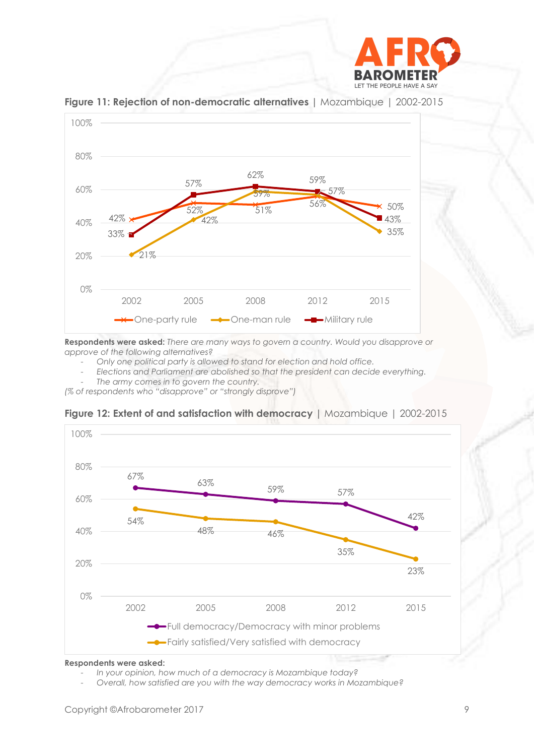**Figure 11: Rejection of non-democratic alternatives** | Mozambique | 2002-2015

| | 2002 | 2005 | 2008 | 2012 | 2015 |
|---|---|---|---|---|---|
| One-party rule | 42% | 52% | 51% | 56% | 50% |
| One-man rule | 21% | 42% | 59% | 57% | 35% |
| Military rule | 33% | 57% | 62% | 59% | 43% |

**Respondents were asked:** *There are many ways to govern a country. Would you disapprove or approve of the following alternatives?*

- *Only one political party is allowed to stand for election and hold office.*
- *Elections and Parliament are abolished so that the president can decide everything.*
- *The army comes in to govern the country.*

*(% of respondents who "disapprove" or "strongly disprove")*

**Figure 12: Extent of and satisfaction with democracy** | Mozambique | 2002-2015

| | 2002 | 2005 | 2008 | 2012 | 2015 |
|---|---|---|---|---|---|
| Full democracy/Democracy with minor problems | 67% | 63% | 59% | 57% | 42% |
| Fairly satisfied/Very satisfied with democracy | 54% | 48% | 46% | 35% | 23% |

**Respondents were asked:**

- *In your opinion, how much of a democracy is Mozambique today?*
- *Overall, how satisfied are you with the way democracy works in Mozambique?*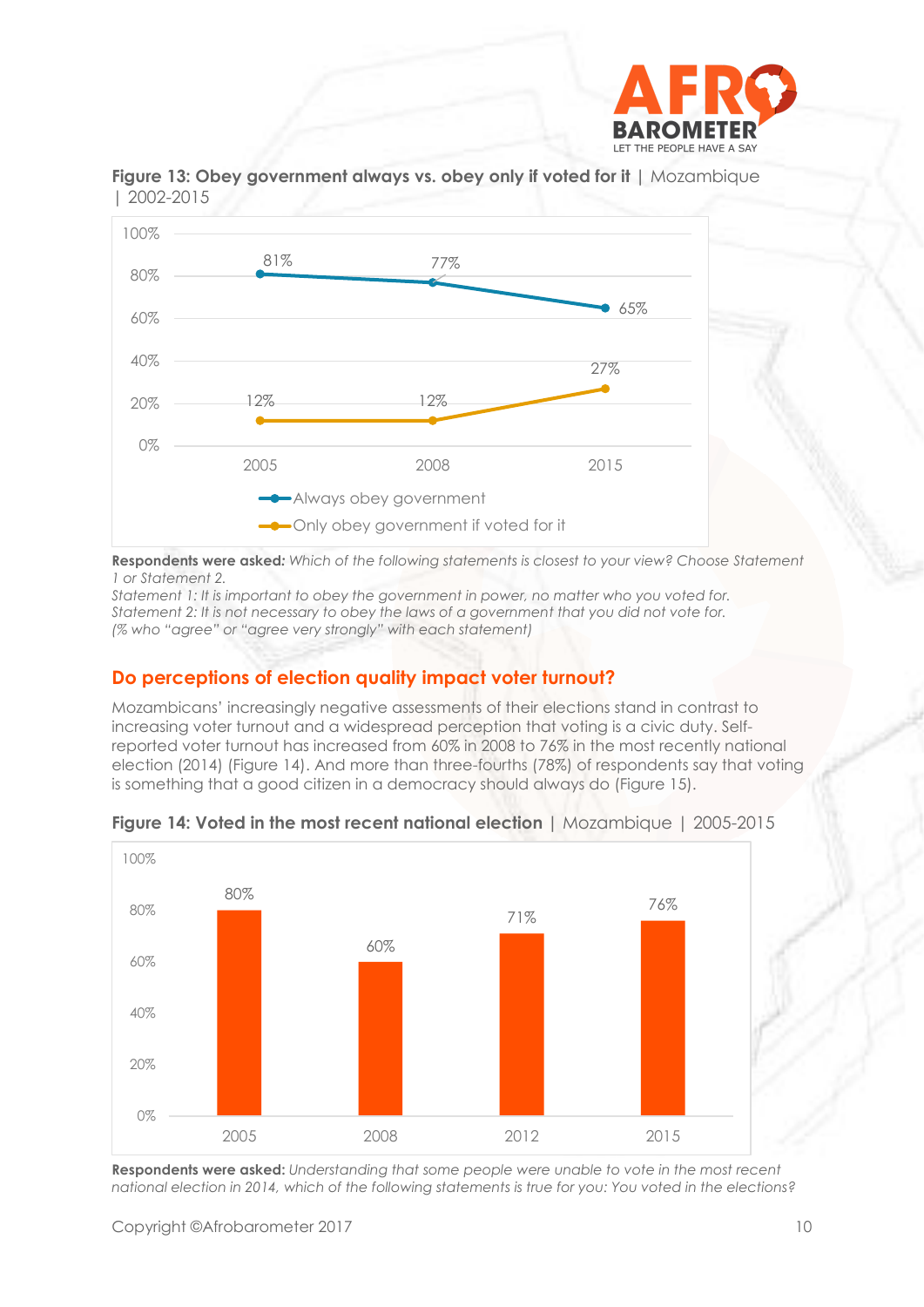**Figure 13: Obey government always vs. obey only if voted for it** | Mozambique | 2002-2015

| | 2005 | 2008 | 2015 |
|---|---|---|---|
| Always obey government | 81% | 77% | 65% |
| Only obey government if voted for it | 12% | 12% | 27% |

**Respondents were asked:** *Which of the following statements is closest to your view? Choose Statement 1 or Statement 2.*
*Statement 1: It is important to obey the government in power, no matter who you voted for.*
*Statement 2: It is not necessary to obey the laws of a government that you did not vote for.*
*(% who "agree" or "agree very strongly" with each statement)*

## Do perceptions of election quality impact voter turnout?

Mozambicans' increasingly negative assessments of their elections stand in contrast to increasing voter turnout and a widespread perception that voting is a civic duty. Self-reported voter turnout has increased from 60% in 2008 to 76% in the most recently national election (2014) (Figure 14). And more than three-fourths (78%) of respondents say that voting is something that a good citizen in a democracy should always do (Figure 15).

**Figure 14: Voted in the most recent national election** | Mozambique | 2005-2015

| 2005 | 2008 | 2012 | 2015 |
|---|---|---|---|
| 80% | 60% | 71% | 76% |

**Respondents were asked:** *Understanding that some people were unable to vote in the most recent national election in 2014, which of the following statements is true for you: You voted in the elections?*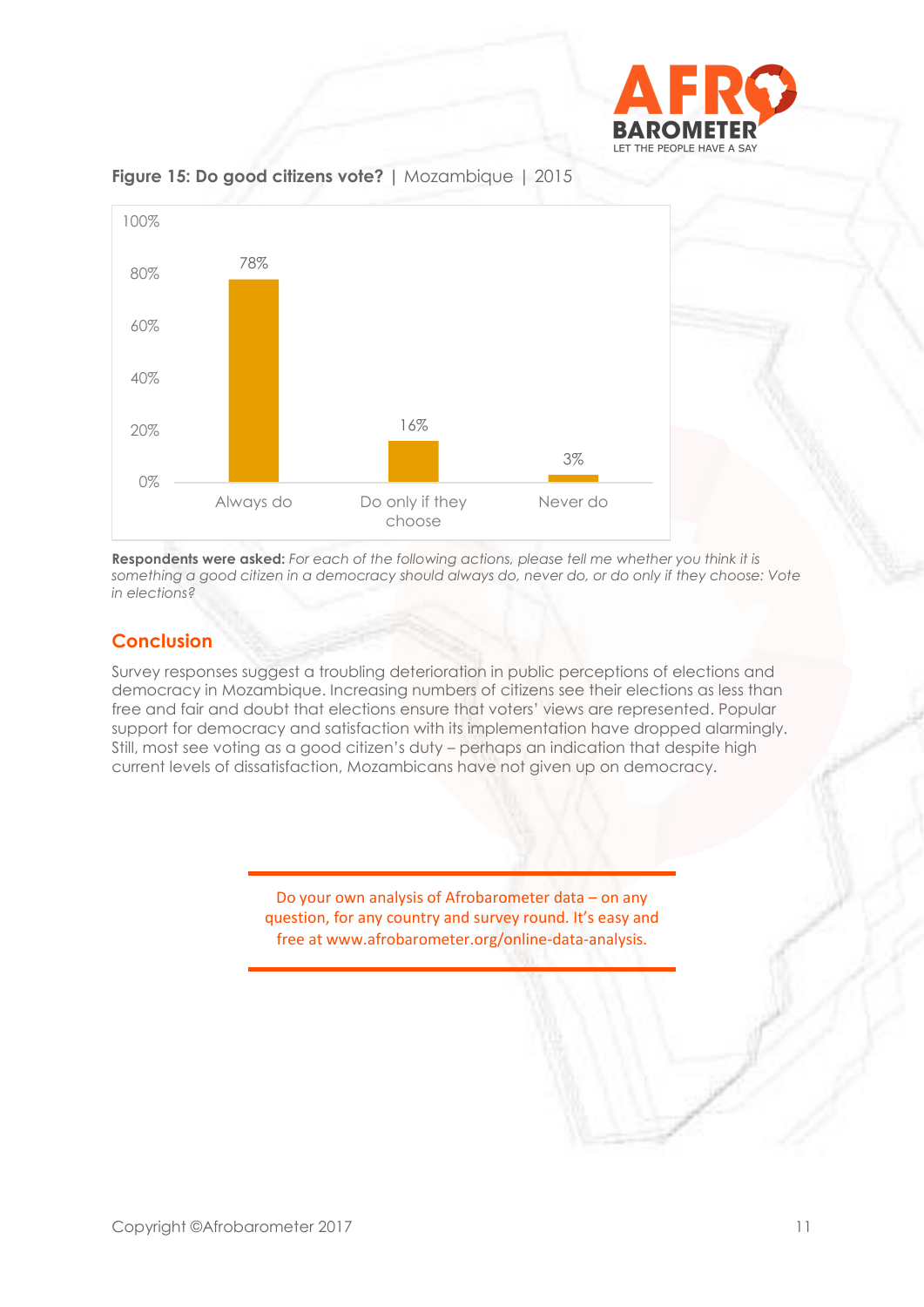**Figure 15: Do good citizens vote?** | Mozambique | 2015

| Response | % |
|---|---|
| Always do | 78% |
| Do only if they choose | 16% |
| Never do | 3% |

**Respondents were asked:** *For each of the following actions, please tell me whether you think it is something a good citizen in a democracy should always do, never do, or do only if they choose: Vote in elections?*

## Conclusion

Survey responses suggest a troubling deterioration in public perceptions of elections and democracy in Mozambique. Increasing numbers of citizens see their elections as less than free and fair and doubt that elections ensure that voters' views are represented. Popular support for democracy and satisfaction with its implementation have dropped alarmingly. Still, most see voting as a good citizen's duty – perhaps an indication that despite high current levels of dissatisfaction, Mozambicans have not given up on democracy.

Do your own analysis of Afrobarometer data – on any question, for any country and survey round. It's easy and free at www.afrobarometer.org/online-data-analysis.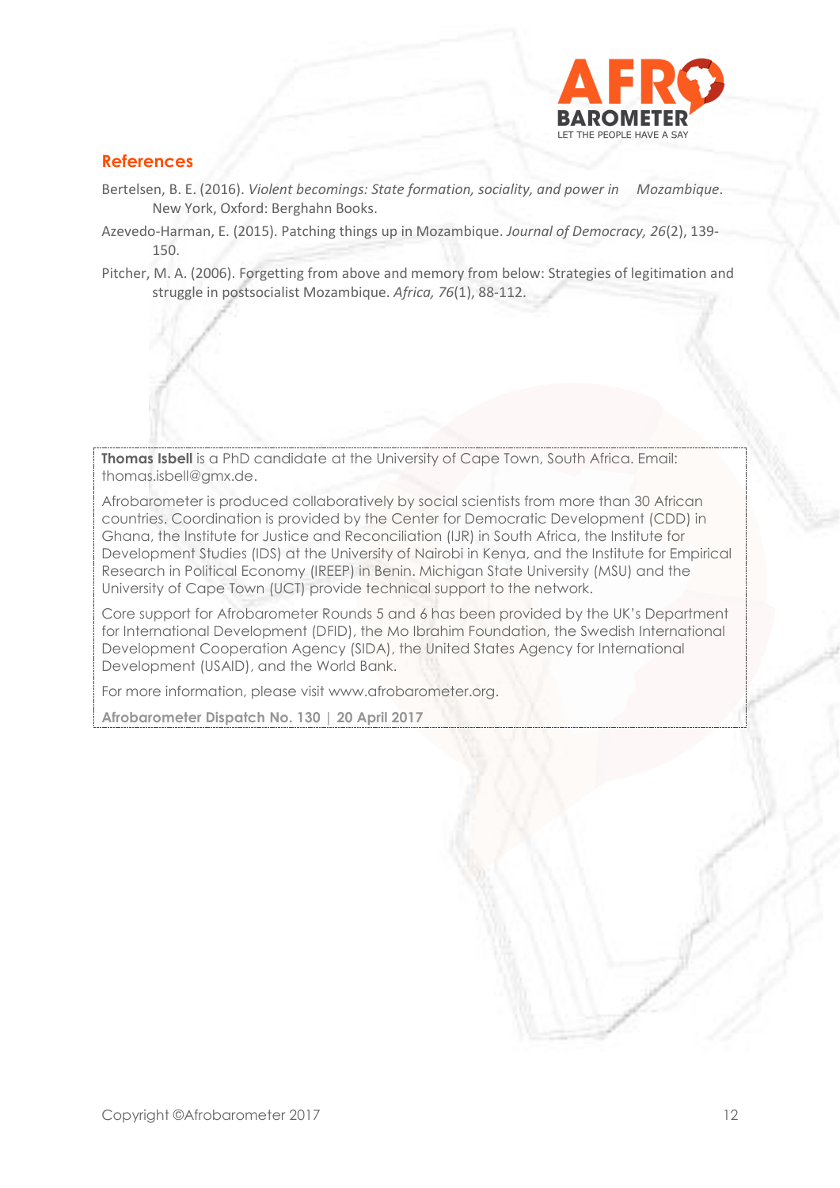## References

Bertelsen, B. E. (2016). *Violent becomings: State formation, sociality, and power in Mozambique*. New York, Oxford: Berghahn Books.

Azevedo-Harman, E. (2015). Patching things up in Mozambique. *Journal of Democracy, 26*(2), 139-150.

Pitcher, M. A. (2006). Forgetting from above and memory from below: Strategies of legitimation and struggle in postsocialist Mozambique. *Africa, 76*(1), 88-112.

**Thomas Isbell** is a PhD candidate at the University of Cape Town, South Africa. Email: thomas.isbell@gmx.de.

Afrobarometer is produced collaboratively by social scientists from more than 30 African countries. Coordination is provided by the Center for Democratic Development (CDD) in Ghana, the Institute for Justice and Reconciliation (IJR) in South Africa, the Institute for Development Studies (IDS) at the University of Nairobi in Kenya, and the Institute for Empirical Research in Political Economy (IREEP) in Benin. Michigan State University (MSU) and the University of Cape Town (UCT) provide technical support to the network.

Core support for Afrobarometer Rounds 5 and 6 has been provided by the UK's Department for International Development (DFID), the Mo Ibrahim Foundation, the Swedish International Development Cooperation Agency (SIDA), the United States Agency for International Development (USAID), and the World Bank.

For more information, please visit www.afrobarometer.org.

**Afrobarometer Dispatch No. 130 | 20 April 2017**

Copyright ©Afrobarometer 2017